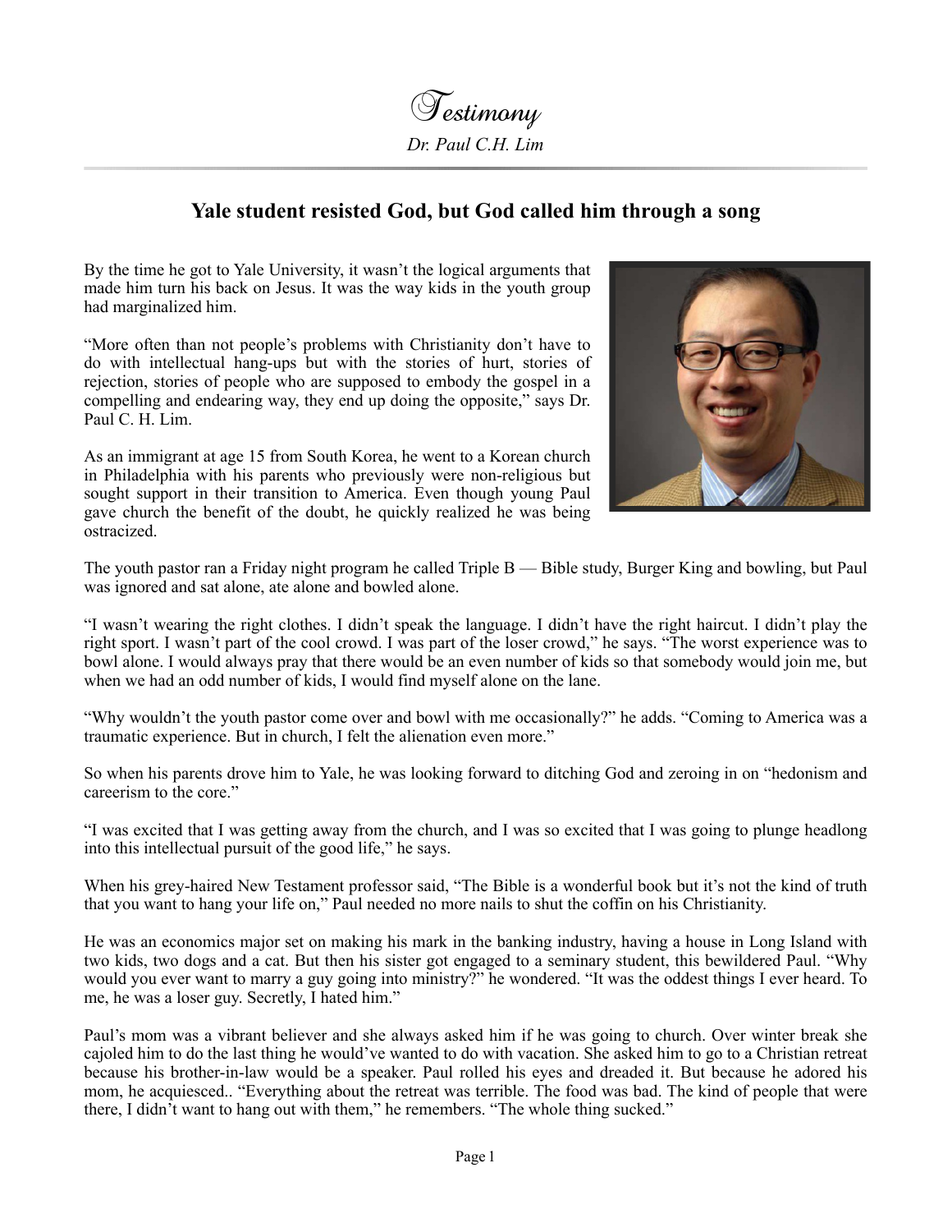# *Testimony*

*Dr. Paul C.H. Lim*

## Yale student resisted God, but God called him through a song

By the time he got to Yale University, it wasn't the logical arguments that made him turn his back on Jesus. It was the way kids in the youth group had marginalized him.

"More often than not people's problems with Christianity don't have to do with intellectual hang-ups but with the stories of hurt, stories of rejection, stories of people who are supposed to embody the gospel in a compelling and endearing way, they end up doing the opposite," says Dr. Paul C. H. Lim.

As an immigrant at age 15 from South Korea, he went to a Korean church in Philadelphia with his parents who previously were non-religious but sought support in their transition to America. Even though young Paul gave church the benefit of the doubt, he quickly realized he was being ostracized.

The youth pastor ran a Friday night program he called Triple B — Bible study, Burger King and bowling, but Paul was ignored and sat alone, ate alone and bowled alone.

"I wasn't wearing the right clothes. I didn't speak the language. I didn't have the right haircut. I didn't play the right sport. I wasn't part of the cool crowd. I was part of the loser crowd," he says. "The worst experience was to bowl alone. I would always pray that there would be an even number of kids so that somebody would join me, but when we had an odd number of kids, I would find myself alone on the lane.

"Why wouldn't the youth pastor come over and bowl with me occasionally?" he adds. "Coming to America was a traumatic experience. But in church, I felt the alienation even more."

So when his parents drove him to Yale, he was looking forward to ditching God and zeroing in on "hedonism and careerism to the core."

"I was excited that I was getting away from the church, and I was so excited that I was going to plunge headlong into this intellectual pursuit of the good life," he says.

When his grey-haired New Testament professor said, "The Bible is a wonderful book but it's not the kind of truth that you want to hang your life on," Paul needed no more nails to shut the coffin on his Christianity.

He was an economics major set on making his mark in the banking industry, having a house in Long Island with two kids, two dogs and a cat. But then his sister got engaged to a seminary student, this bewildered Paul. "Why would you ever want to marry a guy going into ministry?" he wondered. "It was the oddest things I ever heard. To me, he was a loser guy. Secretly, I hated him."

Paul's mom was a vibrant believer and she always asked him if he was going to church. Over winter break she cajoled him to do the last thing he would've wanted to do with vacation. She asked him to go to a Christian retreat because his brother-in-law would be a speaker. Paul rolled his eyes and dreaded it. But because he adored his mom, he acquiesced.. "Everything about the retreat was terrible. The food was bad. The kind of people that were there, I didn't want to hang out with them," he remembers. "The whole thing sucked."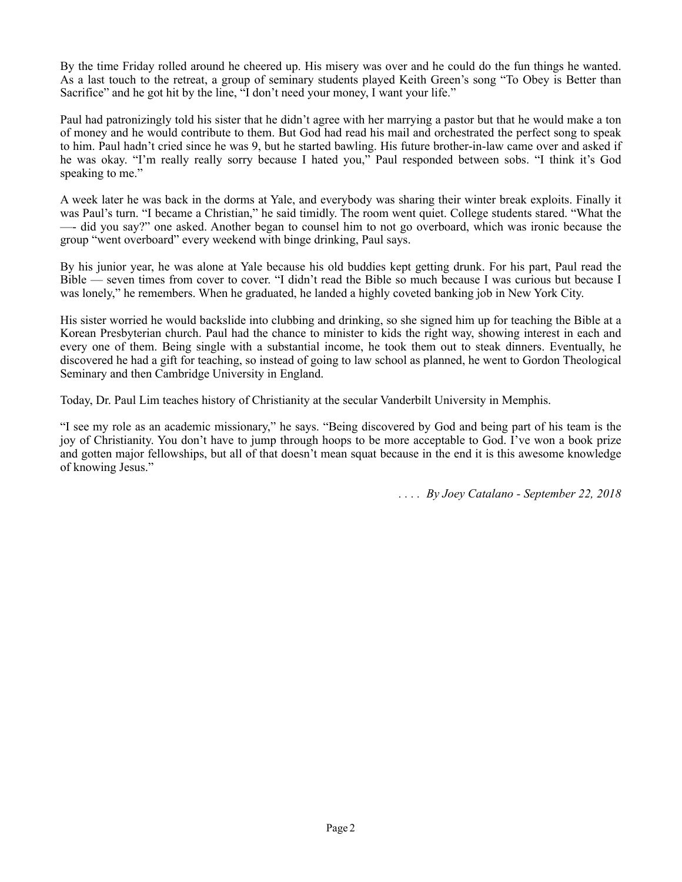By the time Friday rolled around he cheered up. His misery was over and he could do the fun things he wanted. As a last touch to the retreat, a group of seminary students played Keith Green's song "To Obey is Better than Sacrifice" and he got hit by the line, "I don't need your money, I want your life."

Paul had patronizingly told his sister that he didn't agree with her marrying a pastor but that he would make a ton of money and he would contribute to them. But God had read his mail and orchestrated the perfect song to speak to him. Paul hadn't cried since he was 9, but he started bawling. His future brother-in-law came over and asked if he was okay. "I'm really really sorry because I hated you," Paul responded between sobs. "I think it's God speaking to me."

A week later he was back in the dorms at Yale, and everybody was sharing their winter break exploits. Finally it was Paul's turn. "I became a Christian," he said timidly. The room went quiet. College students stared. "What the —- did you say?" one asked. Another began to counsel him to not go overboard, which was ironic because the group "went overboard" every weekend with binge drinking, Paul says.

By his junior year, he was alone at Yale because his old buddies kept getting drunk. For his part, Paul read the Bible — seven times from cover to cover. "I didn't read the Bible so much because I was curious but because I was lonely," he remembers. When he graduated, he landed a highly coveted banking job in New York City.

His sister worried he would backslide into clubbing and drinking, so she signed him up for teaching the Bible at a Korean Presbyterian church. Paul had the chance to minister to kids the right way, showing interest in each and every one of them. Being single with a substantial income, he took them out to steak dinners. Eventually, he discovered he had a gift for teaching, so instead of going to law school as planned, he went to Gordon Theological Seminary and then Cambridge University in England.

Today, Dr. Paul Lim teaches history of Christianity at the secular Vanderbilt University in Memphis.

"I see my role as an academic missionary," he says. "Being discovered by God and being part of his team is the joy of Christianity. You don't have to jump through hoops to be more acceptable to God. I've won a book prize and gotten major fellowships, but all of that doesn't mean squat because in the end it is this awesome knowledge of knowing Jesus."

*. . . . By Joey Catalano - September 22, 2018*